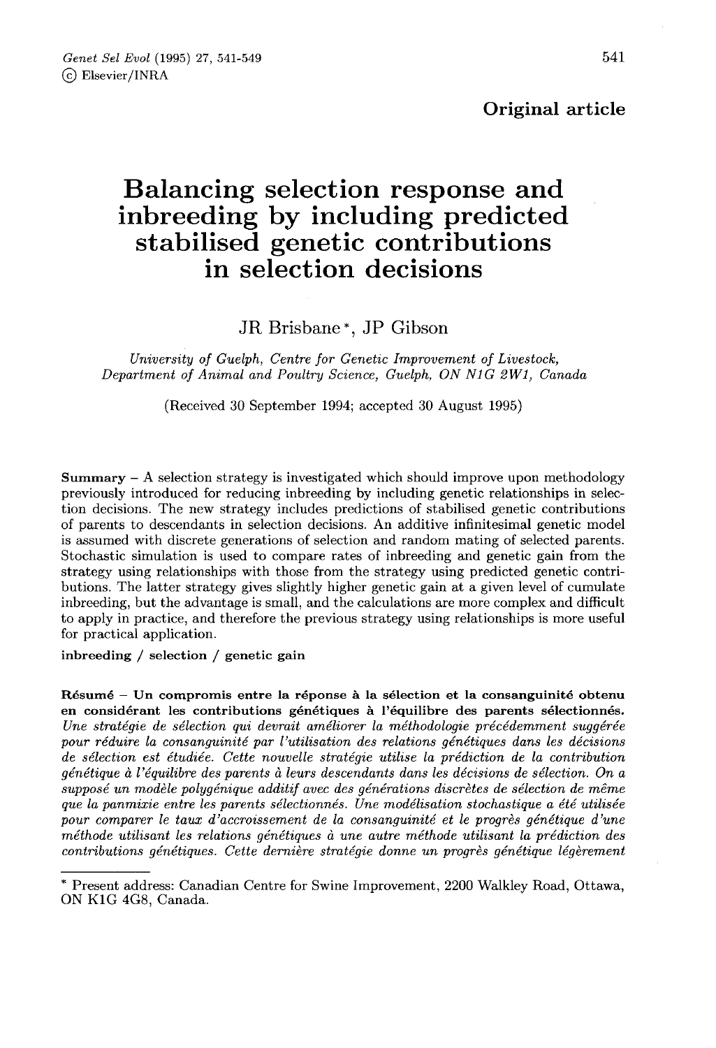**Original article**

# Balancing selection response and inbreeding by including predicted stabilised genetic contributions in selection decisions

JR Brisbane *, JP Gibson

*University of Guelph, Centre for Genetic Improvement of Livestock, Department of Animal and Poultry Science, Guelph, ON N1G 2W1, Canada*

(Received 30 September 1994; accepted 30 August 1995)

**Summary** – A selection strategy is investigated which should improve upon methodology previously introduced for reducing inbreeding by including genetic relationships in selection decisions. The new strategy includes predictions of stabilised genetic contributions of parents to descendants in selection decisions. An additive infinitesimal genetic model is assumed with discrete generations of selection and random mating of selected parents. Stochastic simulation is used to compare rates of inbreeding and genetic gain from the strategy using relationships with those from the strategy using predicted genetic contributions. The latter strategy gives slightly higher genetic gain at a given level of cumulate inbreeding, but the advantage is small, and the calculations are more complex and difficult to apply in practice, and therefore the previous strategy using relationships is more useful for practical application.

**inbreeding / selection / genetic gain**

**Résumé** – **Un compromis entre la réponse à la sélection et la consanguinité obtenu en considérant les contributions génétiques à l'équilibre des parents sélectionnés.** *Une stratégie de sélection qui devrait améliorer la méthodologie précédemment suggérée pour réduire la consanguinité par l'utilisation des relations génétiques dans les décisions de sélection est étudiée. Cette nouvelle stratégie utilise la prédiction de la contribution génétique à l'équilibre des parents à leurs descendants dans les décisions de sélection. On a supposé un modèle polygénique additif avec des générations discrètes de sélection de même que la panmixie entre les parents sélectionnés. Une modélisation stochastique a été utilisée pour comparer le taux d'accroissement de la consanguinité et le progrès génétique d'une méthode utilisant les relations génétiques à une autre méthode utilisant la prédiction des contributions génétiques. Cette dernière stratégie donne un progrès génétique légèrement*

---

* Present address: Canadian Centre for Swine Improvement, 2200 Walkley Road, Ottawa, ON K1G 4G8, Canada.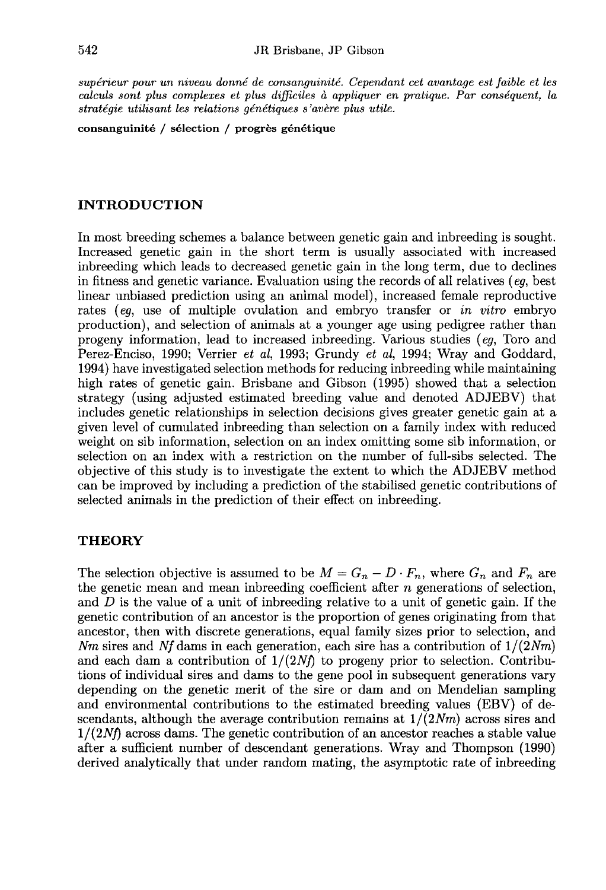*supérieur pour un niveau donné de consanguinité. Cependant cet avantage est faible et les calculs sont plus complexes et plus difficiles à appliquer en pratique. Par conséquent, la stratégie utilisant les relations génétiques s'avère plus utile.*

**consanguinité / sélection / progrès génétique**

## INTRODUCTION

In most breeding schemes a balance between genetic gain and inbreeding is sought. Increased genetic gain in the short term is usually associated with increased inbreeding which leads to decreased genetic gain in the long term, due to declines in fitness and genetic variance. Evaluation using the records of all relatives (*eg*, best linear unbiased prediction using an animal model), increased female reproductive rates (*eg*, use of multiple ovulation and embryo transfer or *in vitro* embryo production), and selection of animals at a younger age using pedigree rather than progeny information, lead to increased inbreeding. Various studies (*eg*, Toro and Perez-Enciso, 1990; Verrier *et al*, 1993; Grundy *et al*, 1994; Wray and Goddard, 1994) have investigated selection methods for reducing inbreeding while maintaining high rates of genetic gain. Brisbane and Gibson (1995) showed that a selection strategy (using adjusted estimated breeding value and denoted ADJEBV) that includes genetic relationships in selection decisions gives greater genetic gain at a given level of cumulated inbreeding than selection on a family index with reduced weight on sib information, selection on an index omitting some sib information, or selection on an index with a restriction on the number of full-sibs selected. The objective of this study is to investigate the extent to which the ADJEBV method can be improved by including a prediction of the stabilised genetic contributions of selected animals in the prediction of their effect on inbreeding.

## THEORY

The selection objective is assumed to be $M = G_n - D \cdot F_n$, where $G_n$ and $F_n$ are the genetic mean and mean inbreeding coefficient after $n$ generations of selection, and $D$ is the value of a unit of inbreeding relative to a unit of genetic gain. If the genetic contribution of an ancestor is the proportion of genes originating from that ancestor, then with discrete generations, equal family sizes prior to selection, and $Nm$ sires and $Nf$ dams in each generation, each sire has a contribution of $1/(2Nm)$ and each dam a contribution of $1/(2Nf)$ to progeny prior to selection. Contributions of individual sires and dams to the gene pool in subsequent generations vary depending on the genetic merit of the sire or dam and on Mendelian sampling and environmental contributions to the estimated breeding values (EBV) of descendants, although the average contribution remains at $1/(2Nm)$ across sires and $1/(2Nf)$ across dams. The genetic contribution of an ancestor reaches a stable value after a sufficient number of descendant generations. Wray and Thompson (1990) derived analytically that under random mating, the asymptotic rate of inbreeding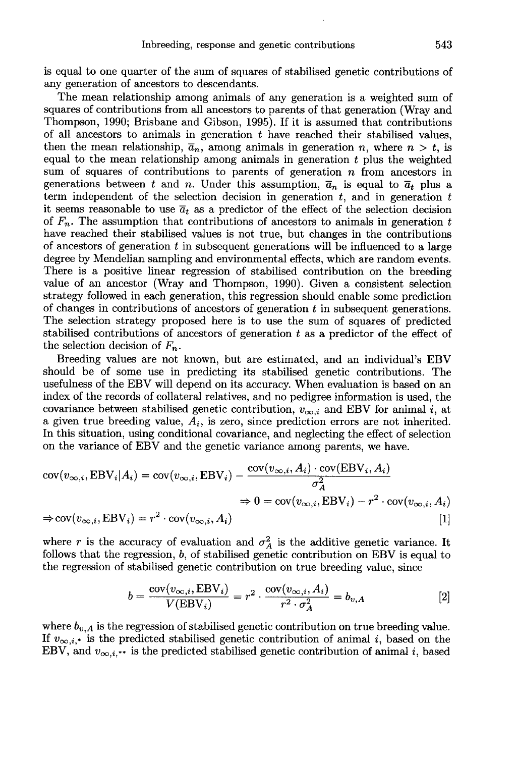is equal to one quarter of the sum of squares of stabilised genetic contributions of any generation of ancestors to descendants.

The mean relationship among animals of any generation is a weighted sum of squares of contributions from all ancestors to parents of that generation (Wray and Thompson, 1990; Brisbane and Gibson, 1995). If it is assumed that contributions of all ancestors to animals in generation $t$ have reached their stabilised values, then the mean relationship, $\bar{a}_n$, among animals in generation $n$, where $n > t$, is equal to the mean relationship among animals in generation $t$ plus the weighted sum of squares of contributions to parents of generation $n$ from ancestors in generations between $t$ and $n$. Under this assumption, $\bar{a}_n$ is equal to $\bar{a}_t$ plus a term independent of the selection decision in generation $t$, and in generation $t$ it seems reasonable to use $\bar{a}_t$ as a predictor of the effect of the selection decision of $F_n$. The assumption that contributions of ancestors to animals in generation $t$ have reached their stabilised values is not true, but changes in the contributions of ancestors of generation $t$ in subsequent generations will be influenced to a large degree by Mendelian sampling and environmental effects, which are random events. There is a positive linear regression of stabilised contribution on the breeding value of an ancestor (Wray and Thompson, 1990). Given a consistent selection strategy followed in each generation, this regression should enable some prediction of changes in contributions of ancestors of generation $t$ in subsequent generations. The selection strategy proposed here is to use the sum of squares of predicted stabilised contributions of ancestors of generation $t$ as a predictor of the effect of the selection decision of $F_n$.

Breeding values are not known, but are estimated, and an individual's EBV should be of some use in predicting its stabilised genetic contributions. The usefulness of the EBV will depend on its accuracy. When evaluation is based on an index of the records of collateral relatives, and no pedigree information is used, the covariance between stabilised genetic contribution, $v_{\infty,i}$ and EBV for animal $i$, at a given true breeding value, $A_i$, is zero, since prediction errors are not inherited. In this situation, using conditional covariance, and neglecting the effect of selection on the variance of EBV and the genetic variance among parents, we have.

$$\mathrm{cov}(v_{\infty,i}, \mathrm{EBV}_i | A_i) = \mathrm{cov}(v_{\infty,i}, \mathrm{EBV}_i) - \frac{\mathrm{cov}(v_{\infty,i}, A_i) \cdot \mathrm{cov}(\mathrm{EBV}_i, A_i)}{\sigma_A^2}$$

$$\Rightarrow 0 = \mathrm{cov}(v_{\infty,i}, \mathrm{EBV}_i) - r^2 \cdot \mathrm{cov}(v_{\infty,i}, A_i)$$

$$\Rightarrow \mathrm{cov}(v_{\infty,i}, \mathrm{EBV}_i) = r^2 \cdot \mathrm{cov}(v_{\infty,i}, A_i) \qquad [1]$$

where $r$ is the accuracy of evaluation and $\sigma_A^2$ is the additive genetic variance. It follows that the regression, $b$, of stabilised genetic contribution on EBV is equal to the regression of stabilised genetic contribution on true breeding value, since

$$b = \frac{\mathrm{cov}(v_{\infty,i}, \mathrm{EBV}_i)}{V(\mathrm{EBV}_i)} = r^2 \cdot \frac{\mathrm{cov}(v_{\infty,i}, A_i)}{r^2 \cdot \sigma_A^2} = b_{v,A} \qquad [2]$$

where $b_{v,A}$ is the regression of stabilised genetic contribution on true breeding value. If $v_{\infty,i,*}$ is the predicted stabilised genetic contribution of animal $i$, based on the EBV, and $v_{\infty,i,**}$ is the predicted stabilised genetic contribution of animal $i$, based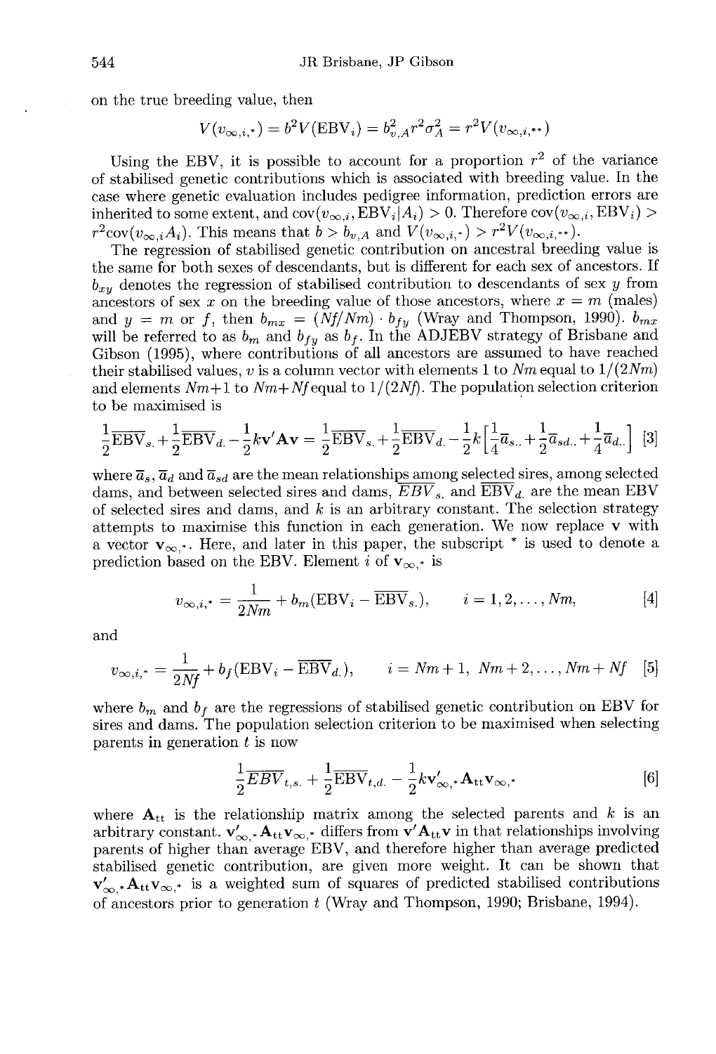on the true breeding value, then

$$V(v_{\infty,i,*}) = b^2 V(\text{EBV}_i) = b_{v,A}^2 r^2 \sigma_A^2 = r^2 V(v_{\infty,i,**})$$

Using the EBV, it is possible to account for a proportion $r^2$ of the variance of stabilised genetic contributions which is associated with breeding value. In the case where genetic evaluation includes pedigree information, prediction errors are inherited to some extent, and $\text{cov}(v_{\infty,i}, \text{EBV}_i|A_i) > 0$. Therefore $\text{cov}(v_{\infty,i}, \text{EBV}_i) > r^2\text{cov}(v_{\infty,i}A_i)$. This means that $b > b_{v,A}$ and $V(v_{\infty,i,*}) > r^2 V(v_{\infty,i,**})$.

The regression of stabilised genetic contribution on ancestral breeding value is the same for both sexes of descendants, but is different for each sex of ancestors. If $b_{xy}$ denotes the regression of stabilised contribution to descendants of sex $y$ from ancestors of sex $x$ on the breeding value of those ancestors, where $x = m$ (males) and $y = m$ or $f$, then $b_{mx} = (Nf/Nm) \cdot b_{fy}$ (Wray and Thompson, 1990). $b_{mx}$ will be referred to as $b_m$ and $b_{fy}$ as $b_f$. In the ADJEBV strategy of Brisbane and Gibson (1995), where contributions of all ancestors are assumed to have reached their stabilised values, $v$ is a column vector with elements 1 to $Nm$ equal to $1/(2Nm)$ and elements $Nm+1$ to $Nm+Nf$ equal to $1/(2Nf)$. The population selection criterion to be maximised is

$$\frac{1}{2}\overline{\text{EBV}}_{s.} + \frac{1}{2}\overline{\text{EBV}}_{d.} - \frac{1}{2}k\mathbf{v}'\mathbf{A}\mathbf{v} = \frac{1}{2}\overline{\text{EBV}}_{s.} + \frac{1}{2}\overline{\text{EBV}}_{d.} - \frac{1}{2}k\left[\frac{1}{4}\overline{a}_{s..} + \frac{1}{2}\overline{a}_{sd..} + \frac{1}{4}\overline{a}_{d..}\right] \quad [3]$$

where $\overline{a}_s$, $\overline{a}_d$ and $\overline{a}_{sd}$ are the mean relationships among selected sires, among selected dams, and between selected sires and dams, $\overline{EBV}_{s.}$ and $\overline{\text{EBV}}_{d.}$ are the mean EBV of selected sires and dams, and $k$ is an arbitrary constant. The selection strategy attempts to maximise this function in each generation. We now replace $\mathbf{v}$ with a vector $\mathbf{v}_{\infty,*}$. Here, and later in this paper, the subscript $^*$ is used to denote a prediction based on the EBV. Element $i$ of $\mathbf{v}_{\infty,*}$ is

$$v_{\infty,i,*} = \frac{1}{2Nm} + b_m(\text{EBV}_i - \overline{\text{EBV}}_{s.}), \qquad i = 1, 2, \ldots, Nm, \quad [4]$$

and

$$v_{\infty,i,*} = \frac{1}{2Nf} + b_f(\text{EBV}_i - \overline{\text{EBV}}_{d.}), \qquad i = Nm+1,\ Nm+2, \ldots, Nm+Nf \quad [5]$$

where $b_m$ and $b_f$ are the regressions of stabilised genetic contribution on EBV for sires and dams. The population selection criterion to be maximised when selecting parents in generation $t$ is now

$$\frac{1}{2}\overline{EBV}_{t,s.} + \frac{1}{2}\overline{\text{EBV}}_{t,d.} - \frac{1}{2}k\mathbf{v}'_{\infty,*}\mathbf{A}_{tt}\mathbf{v}_{\infty,*} \quad [6]$$

where $\mathbf{A}_{tt}$ is the relationship matrix among the selected parents and $k$ is an arbitrary constant. $\mathbf{v}'_{\infty,*}\mathbf{A}_{tt}\mathbf{v}_{\infty,*}$ differs from $\mathbf{v}'\mathbf{A}_{tt}\mathbf{v}$ in that relationships involving parents of higher than average EBV, and therefore higher than average predicted stabilised genetic contribution, are given more weight. It can be shown that $\mathbf{v}'_{\infty,*}\mathbf{A}_{tt}\mathbf{v}_{\infty,*}$ is a weighted sum of squares of predicted stabilised contributions of ancestors prior to generation $t$ (Wray and Thompson, 1990; Brisbane, 1994).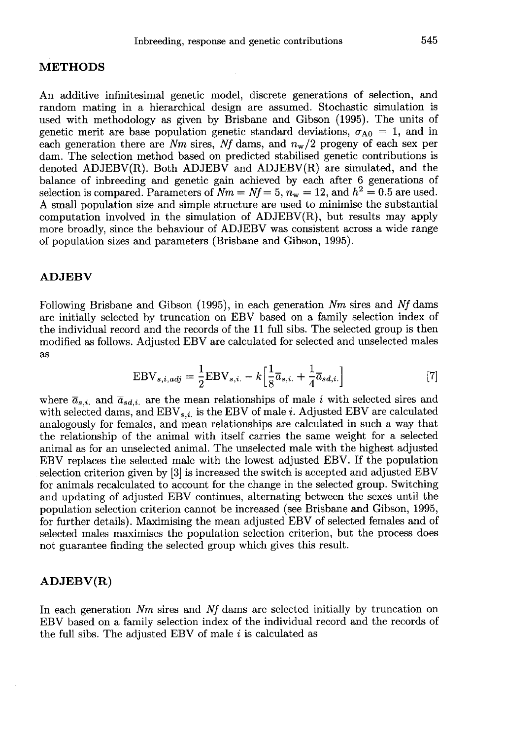## METHODS

An additive infinitesimal genetic model, discrete generations of selection, and random mating in a hierarchical design are assumed. Stochastic simulation is used with methodology as given by Brisbane and Gibson (1995). The units of genetic merit are base population genetic standard deviations, $\sigma_{A0} = 1$, and in each generation there are $Nm$ sires, $Nf$ dams, and $n_w/2$ progeny of each sex per dam. The selection method based on predicted stabilised genetic contributions is denoted ADJEBV(R). Both ADJEBV and ADJEBV(R) are simulated, and the balance of inbreeding and genetic gain achieved by each after 6 generations of selection is compared. Parameters of $Nm = Nf = 5$, $n_w = 12$, and $h^2 = 0.5$ are used. A small population size and simple structure are used to minimise the substantial computation involved in the simulation of ADJEBV(R), but results may apply more broadly, since the behaviour of ADJEBV was consistent across a wide range of population sizes and parameters (Brisbane and Gibson, 1995).

## ADJEBV

Following Brisbane and Gibson (1995), in each generation $Nm$ sires and $Nf$ dams are initially selected by truncation on EBV based on a family selection index of the individual record and the records of the 11 full sibs. The selected group is then modified as follows. Adjusted EBV are calculated for selected and unselected males as

$$\mathrm{EBV}_{s,i,adj} = \frac{1}{2}\mathrm{EBV}_{s,i.} - k\left[\frac{1}{8}\bar{a}_{s,i.} + \frac{1}{4}\bar{a}_{sd,i.}\right] \qquad [7]$$

where $\bar{a}_{s,i.}$ and $\bar{a}_{sd,i.}$ are the mean relationships of male $i$ with selected sires and with selected dams, and $\mathrm{EBV}_{s,i.}$ is the EBV of male $i$. Adjusted EBV are calculated analogously for females, and mean relationships are calculated in such a way that the relationship of the animal with itself carries the same weight for a selected animal as for an unselected animal. The unselected male with the highest adjusted EBV replaces the selected male with the lowest adjusted EBV. If the population selection criterion given by [3] is increased the switch is accepted and adjusted EBV for animals recalculated to account for the change in the selected group. Switching and updating of adjusted EBV continues, alternating between the sexes until the population selection criterion cannot be increased (see Brisbane and Gibson, 1995, for further details). Maximising the mean adjusted EBV of selected females and of selected males maximises the population selection criterion, but the process does not guarantee finding the selected group which gives this result.

## ADJEBV(R)

In each generation $Nm$ sires and $Nf$ dams are selected initially by truncation on EBV based on a family selection index of the individual record and the records of the full sibs. The adjusted EBV of male $i$ is calculated as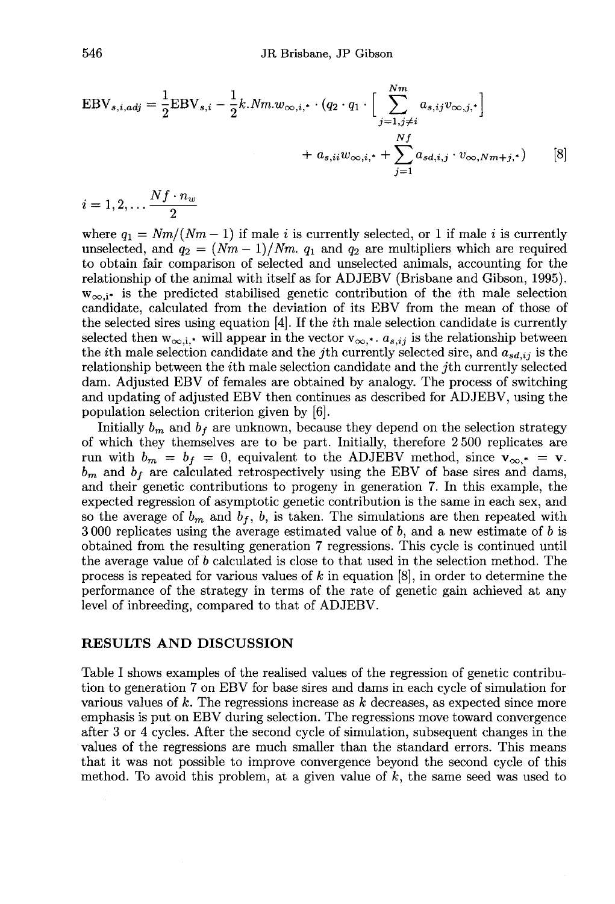$$\mathrm{EBV}_{s,i,adj} = \frac{1}{2}\mathrm{EBV}_{s,i} - \frac{1}{2}k.Nm.w_{\infty,i,*} \cdot \left(q_2 \cdot q_1 \cdot \left[\sum_{j=1,j\neq i}^{Nm} a_{s,ij} v_{\infty,j,*}\right] + a_{s,ii} w_{\infty,i,*} + \sum_{j=1}^{Nf} a_{sd,i,j} \cdot v_{\infty,Nm+j,*}\right) \quad [8]$$

$$i = 1, 2, \ldots \frac{Nf \cdot n_w}{2}$$

where $q_1 = Nm/(Nm-1)$ if male $i$ is currently selected, or 1 if male $i$ is currently unselected, and $q_2 = (Nm-1)/Nm$. $q_1$ and $q_2$ are multipliers which are required to obtain fair comparison of selected and unselected animals, accounting for the relationship of the animal with itself as for ADJEBV (Brisbane and Gibson, 1995). $w_{\infty,i^*}$ is the predicted stabilised genetic contribution of the $i$th male selection candidate, calculated from the deviation of its EBV from the mean of those of the selected sires using equation [4]. If the $i$th male selection candidate is currently selected then $w_{\infty,i,*}$ will appear in the vector $v_{\infty,*}$. $a_{s,ij}$ is the relationship between the $i$th male selection candidate and the $j$th currently selected sire, and $a_{sd,ij}$ is the relationship between the $i$th male selection candidate and the $j$th currently selected dam. Adjusted EBV of females are obtained by analogy. The process of switching and updating of adjusted EBV then continues as described for ADJEBV, using the population selection criterion given by [6].

Initially $b_m$ and $b_f$ are unknown, because they depend on the selection strategy of which they themselves are to be part. Initially, therefore 2 500 replicates are run with $b_m = b_f = 0$, equivalent to the ADJEBV method, since $v_{\infty,*} = v$. $b_m$ and $b_f$ are calculated retrospectively using the EBV of base sires and dams, and their genetic contributions to progeny in generation 7. In this example, the expected regression of asymptotic genetic contribution is the same in each sex, and so the average of $b_m$ and $b_f$, $b$, is taken. The simulations are then repeated with 3 000 replicates using the average estimated value of $b$, and a new estimate of $b$ is obtained from the resulting generation 7 regressions. This cycle is continued until the average value of $b$ calculated is close to that used in the selection method. The process is repeated for various values of $k$ in equation [8], in order to determine the performance of the strategy in terms of the rate of genetic gain achieved at any level of inbreeding, compared to that of ADJEBV.

## RESULTS AND DISCUSSION

Table I shows examples of the realised values of the regression of genetic contribution to generation 7 on EBV for base sires and dams in each cycle of simulation for various values of $k$. The regressions increase as $k$ decreases, as expected since more emphasis is put on EBV during selection. The regressions move toward convergence after 3 or 4 cycles. After the second cycle of simulation, subsequent changes in the values of the regressions are much smaller than the standard errors. This means that it was not possible to improve convergence beyond the second cycle of this method. To avoid this problem, at a given value of $k$, the same seed was used to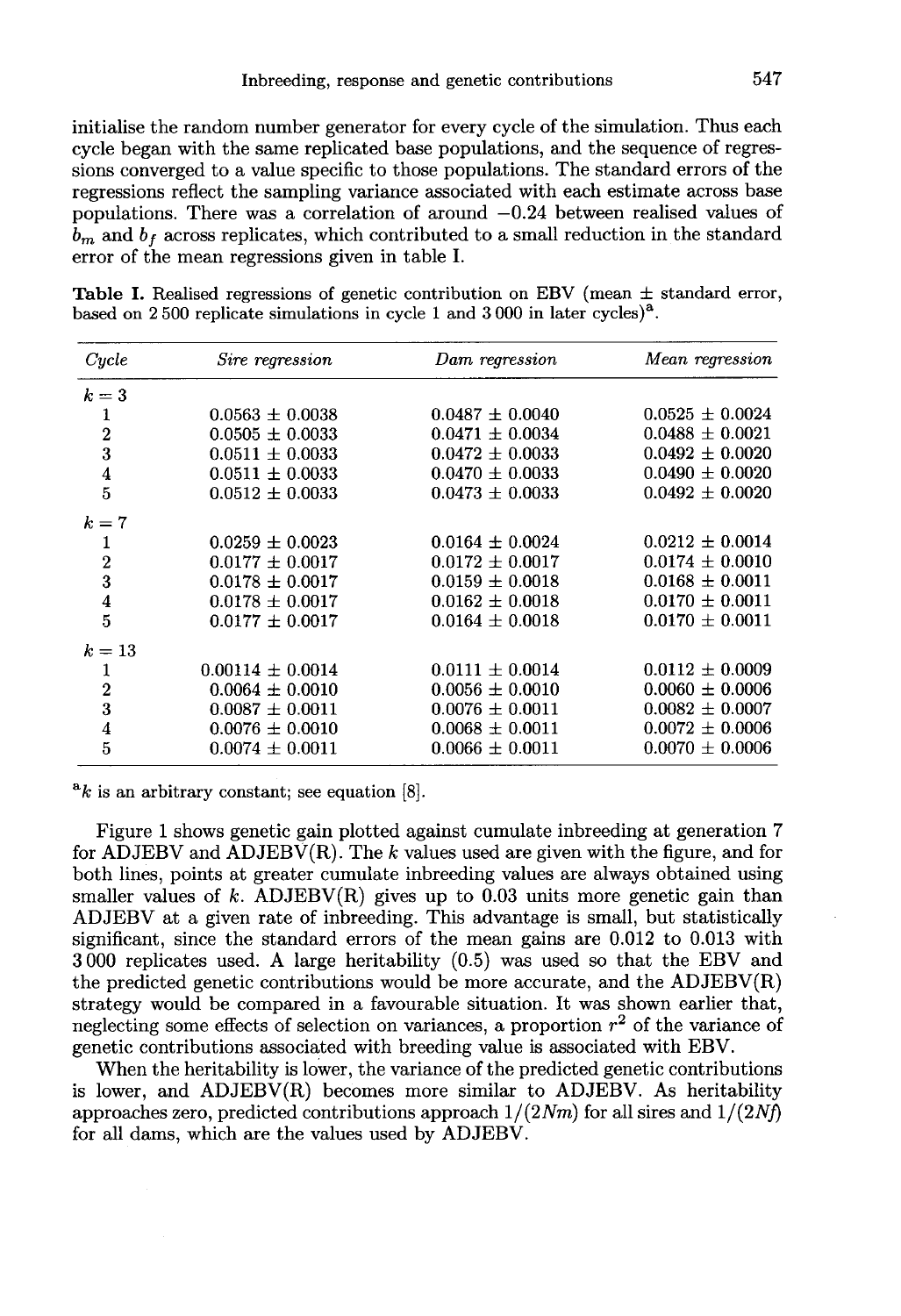initialise the random number generator for every cycle of the simulation. Thus each cycle began with the same replicated base populations, and the sequence of regressions converged to a value specific to those populations. The standard errors of the regressions reflect the sampling variance associated with each estimate across base populations. There was a correlation of around −0.24 between realised values of $b_m$ and $b_f$ across replicates, which contributed to a small reduction in the standard error of the mean regressions given in table I.

**Table I.** Realised regressions of genetic contribution on EBV (mean ± standard error, based on 2 500 replicate simulations in cycle 1 and 3 000 in later cycles)[a].

| *Cycle* | *Sire regression* | *Dam regression* | *Mean regression* |
|---|---|---|---|
| $k = 3$ | | | |
| 1 | 0.0563 ± 0.0038 | 0.0487 ± 0.0040 | 0.0525 ± 0.0024 |
| 2 | 0.0505 ± 0.0033 | 0.0471 ± 0.0034 | 0.0488 ± 0.0021 |
| 3 | 0.0511 ± 0.0033 | 0.0472 ± 0.0033 | 0.0492 ± 0.0020 |
| 4 | 0.0511 ± 0.0033 | 0.0470 ± 0.0033 | 0.0490 ± 0.0020 |
| 5 | 0.0512 ± 0.0033 | 0.0473 ± 0.0033 | 0.0492 ± 0.0020 |
| $k = 7$ | | | |
| 1 | 0.0259 ± 0.0023 | 0.0164 ± 0.0024 | 0.0212 ± 0.0014 |
| 2 | 0.0177 ± 0.0017 | 0.0172 ± 0.0017 | 0.0174 ± 0.0010 |
| 3 | 0.0178 ± 0.0017 | 0.0159 ± 0.0018 | 0.0168 ± 0.0011 |
| 4 | 0.0178 ± 0.0017 | 0.0162 ± 0.0018 | 0.0170 ± 0.0011 |
| 5 | 0.0177 ± 0.0017 | 0.0164 ± 0.0018 | 0.0170 ± 0.0011 |
| $k = 13$ | | | |
| 1 | 0.00114 ± 0.0014 | 0.0111 ± 0.0014 | 0.0112 ± 0.0009 |
| 2 | 0.0064 ± 0.0010 | 0.0056 ± 0.0010 | 0.0060 ± 0.0006 |
| 3 | 0.0087 ± 0.0011 | 0.0076 ± 0.0011 | 0.0082 ± 0.0007 |
| 4 | 0.0076 ± 0.0010 | 0.0068 ± 0.0011 | 0.0072 ± 0.0006 |
| 5 | 0.0074 ± 0.0011 | 0.0066 ± 0.0011 | 0.0070 ± 0.0006 |

[a] $k$ is an arbitrary constant; see equation [8].

Figure 1 shows genetic gain plotted against cumulate inbreeding at generation 7 for ADJEBV and ADJEBV(R). The $k$ values used are given with the figure, and for both lines, points at greater cumulate inbreeding values are always obtained using smaller values of $k$. ADJEBV(R) gives up to 0.03 units more genetic gain than ADJEBV at a given rate of inbreeding. This advantage is small, but statistically significant, since the standard errors of the mean gains are 0.012 to 0.013 with 3 000 replicates used. A large heritability (0.5) was used so that the EBV and the predicted genetic contributions would be more accurate, and the ADJEBV(R) strategy would be compared in a favourable situation. It was shown earlier that, neglecting some effects of selection on variances, a proportion $r^2$ of the variance of genetic contributions associated with breeding value is associated with EBV.

When the heritability is lower, the variance of the predicted genetic contributions is lower, and ADJEBV(R) becomes more similar to ADJEBV. As heritability approaches zero, predicted contributions approach $1/(2Nm)$ for all sires and $1/(2Nf)$ for all dams, which are the values used by ADJEBV.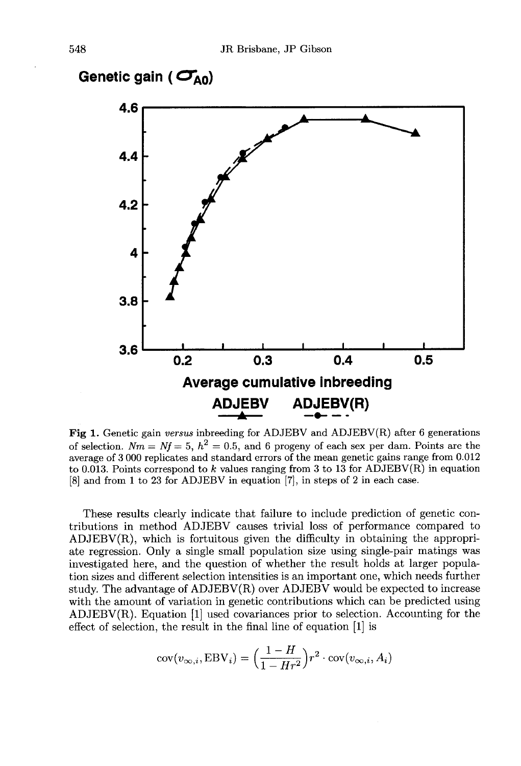**Fig 1.** Genetic gain *versus* inbreeding for ADJEBV and ADJEBV(R) after 6 generations of selection. $Nm = Nf = 5$, $h^2 = 0.5$, and 6 progeny of each sex per dam. Points are the average of 3 000 replicates and standard errors of the mean genetic gains range from 0.012 to 0.013. Points correspond to $k$ values ranging from 3 to 13 for ADJEBV(R) in equation [8] and from 1 to 23 for ADJEBV in equation [7], in steps of 2 in each case.

These results clearly indicate that failure to include prediction of genetic contributions in method ADJEBV causes trivial loss of performance compared to ADJEBV(R), which is fortuitous given the difficulty in obtaining the appropriate regression. Only a single small population size using single-pair matings was investigated here, and the question of whether the result holds at larger population sizes and different selection intensities is an important one, which needs further study. The advantage of ADJEBV(R) over ADJEBV would be expected to increase with the amount of variation in genetic contributions which can be predicted using ADJEBV(R). Equation [1] used covariances prior to selection. Accounting for the effect of selection, the result in the final line of equation [1] is

$$\text{cov}(v_{\infty,i}, \text{EBV}_i) = \left(\frac{1-H}{1-Hr^2}\right) r^2 \cdot \text{cov}(v_{\infty,i}, A_i)$$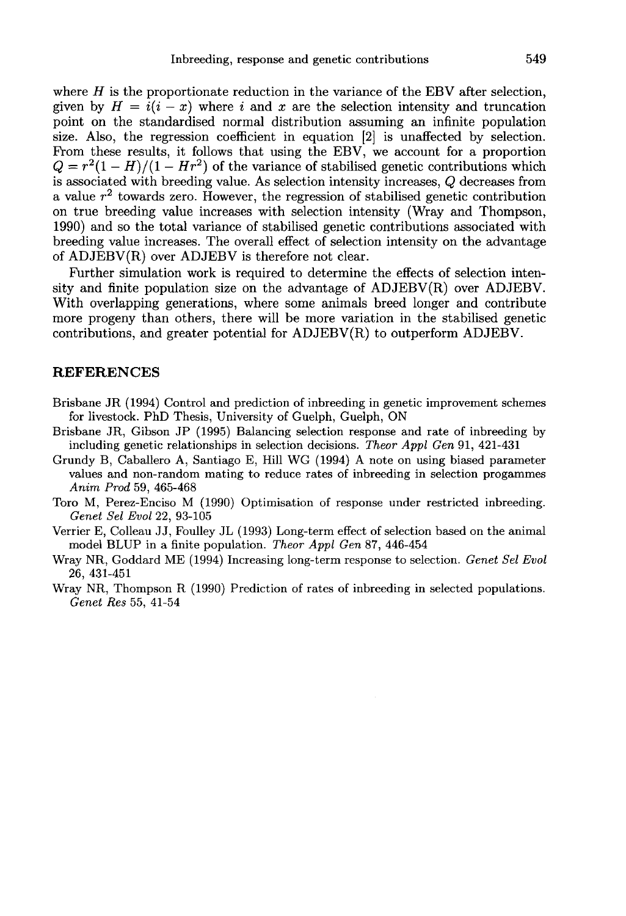where $H$ is the proportionate reduction in the variance of the EBV after selection, given by $H = i(i - x)$ where $i$ and $x$ are the selection intensity and truncation point on the standardised normal distribution assuming an infinite population size. Also, the regression coefficient in equation [2] is unaffected by selection. From these results, it follows that using the EBV, we account for a proportion $Q = r^2(1 - H)/(1 - Hr^2)$ of the variance of stabilised genetic contributions which is associated with breeding value. As selection intensity increases, $Q$ decreases from a value $r^2$ towards zero. However, the regression of stabilised genetic contribution on true breeding value increases with selection intensity (Wray and Thompson, 1990) and so the total variance of stabilised genetic contributions associated with breeding value increases. The overall effect of selection intensity on the advantage of ADJEBV(R) over ADJEBV is therefore not clear.

Further simulation work is required to determine the effects of selection intensity and finite population size on the advantage of ADJEBV(R) over ADJEBV. With overlapping generations, where some animals breed longer and contribute more progeny than others, there will be more variation in the stabilised genetic contributions, and greater potential for ADJEBV(R) to outperform ADJEBV.

## REFERENCES

Brisbane JR (1994) Control and prediction of inbreeding in genetic improvement schemes for livestock. PhD Thesis, University of Guelph, Guelph, ON

Brisbane JR, Gibson JP (1995) Balancing selection response and rate of inbreeding by including genetic relationships in selection decisions. *Theor Appl Gen* 91, 421-431

Grundy B, Caballero A, Santiago E, Hill WG (1994) A note on using biased parameter values and non-random mating to reduce rates of inbreeding in selection progammes *Anim Prod* 59, 465-468

Toro M, Perez-Enciso M (1990) Optimisation of response under restricted inbreeding. *Genet Sel Evol* 22, 93-105

Verrier E, Colleau JJ, Foulley JL (1993) Long-term effect of selection based on the animal model BLUP in a finite population. *Theor Appl Gen* 87, 446-454

Wray NR, Goddard ME (1994) Increasing long-term response to selection. *Genet Sel Evol* 26, 431-451

Wray NR, Thompson R (1990) Prediction of rates of inbreeding in selected populations. *Genet Res* 55, 41-54